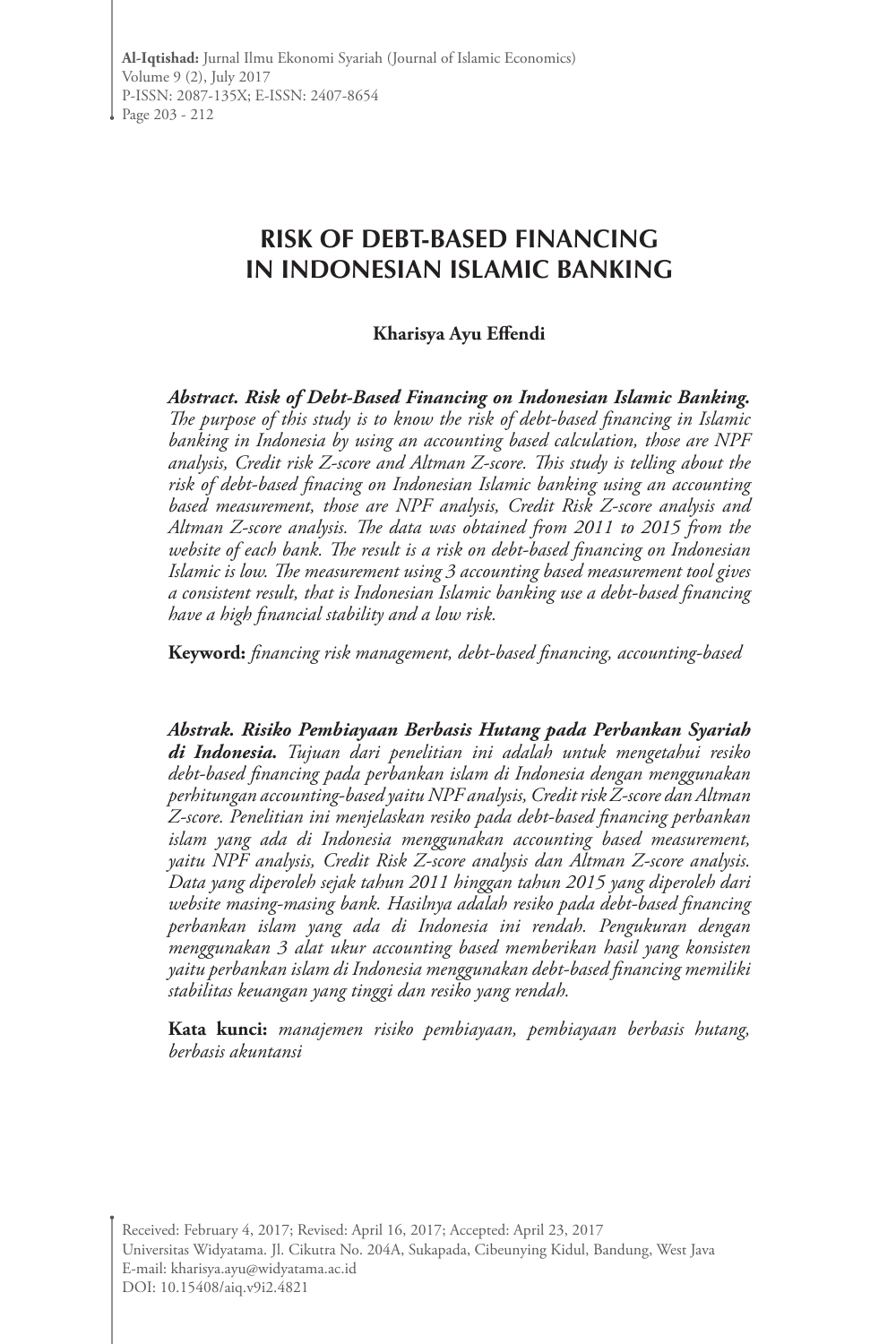# RISK OF DEBT-BASED FINANCING IN INDONESIAN ISLAMIC BANKING

**Kharisya Ayu Effendi**

***Abstract. Risk of Debt-Based Financing on Indonesian Islamic Banking.*** *The purpose of this study is to know the risk of debt-based financing in Islamic banking in Indonesia by using an accounting based calculation, those are NPF analysis, Credit risk Z-score and Altman Z-score. This study is telling about the risk of debt-based finacing on Indonesian Islamic banking using an accounting based measurement, those are NPF analysis, Credit Risk Z-score analysis and Altman Z-score analysis. The data was obtained from 2011 to 2015 from the website of each bank. The result is a risk on debt-based financing on Indonesian Islamic is low. The measurement using 3 accounting based measurement tool gives a consistent result, that is Indonesian Islamic banking use a debt-based financing have a high financial stability and a low risk.*

**Keyword:** *financing risk management, debt-based financing, accounting-based*

***Abstrak. Risiko Pembiayaan Berbasis Hutang pada Perbankan Syariah di Indonesia.*** *Tujuan dari penelitian ini adalah untuk mengetahui resiko debt-based financing pada perbankan islam di Indonesia dengan menggunakan perhitungan accounting-based yaitu NPF analysis, Credit risk Z-score dan Altman Z-score. Penelitian ini menjelaskan resiko pada debt-based financing perbankan islam yang ada di Indonesia menggunakan accounting based measurement, yaitu NPF analysis, Credit Risk Z-score analysis dan Altman Z-score analysis. Data yang diperoleh sejak tahun 2011 hinggan tahun 2015 yang diperoleh dari website masing-masing bank. Hasilnya adalah resiko pada debt-based financing perbankan islam yang ada di Indonesia ini rendah. Pengukuran dengan menggunakan 3 alat ukur accounting based memberikan hasil yang konsisten yaitu perbankan islam di Indonesia menggunakan debt-based financing memiliki stabilitas keuangan yang tinggi dan resiko yang rendah.*

**Kata kunci:** *manajemen risiko pembiayaan, pembiayaan berbasis hutang, berbasis akuntansi*

Received: February 4, 2017; Revised: April 16, 2017; Accepted: April 23, 2017
Universitas Widyatama. Jl. Cikutra No. 204A, Sukapada, Cibeunying Kidul, Bandung, West Java
E-mail: kharisya.ayu@widyatama.ac.id
DOI: 10.15408/aiq.v9i2.4821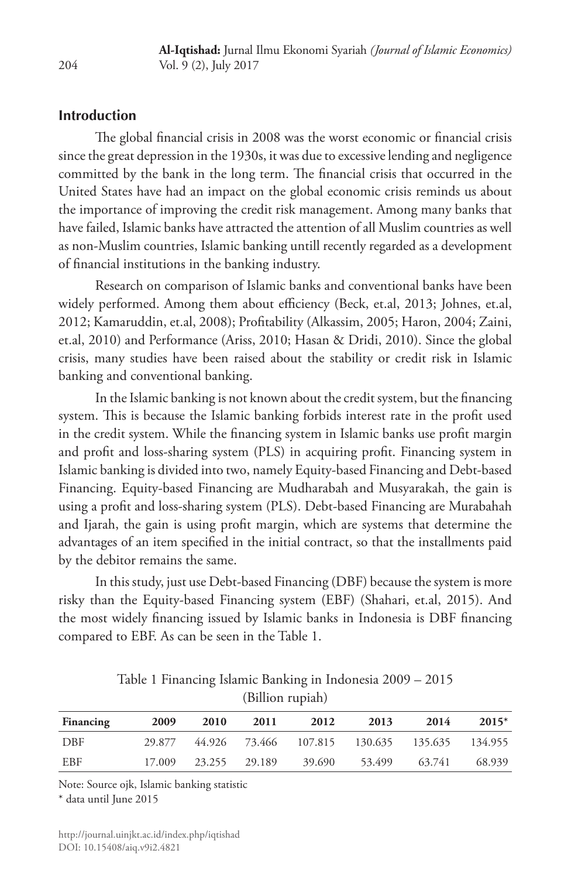## Introduction

The global financial crisis in 2008 was the worst economic or financial crisis since the great depression in the 1930s, it was due to excessive lending and negligence committed by the bank in the long term. The financial crisis that occurred in the United States have had an impact on the global economic crisis reminds us about the importance of improving the credit risk management. Among many banks that have failed, Islamic banks have attracted the attention of all Muslim countries as well as non-Muslim countries, Islamic banking untill recently regarded as a development of financial institutions in the banking industry.

Research on comparison of Islamic banks and conventional banks have been widely performed. Among them about efficiency (Beck, et.al, 2013; Johnes, et.al, 2012; Kamaruddin, et.al, 2008); Profitability (Alkassim, 2005; Haron, 2004; Zaini, et.al, 2010) and Performance (Ariss, 2010; Hasan & Dridi, 2010). Since the global crisis, many studies have been raised about the stability or credit risk in Islamic banking and conventional banking.

In the Islamic banking is not known about the credit system, but the financing system. This is because the Islamic banking forbids interest rate in the profit used in the credit system. While the financing system in Islamic banks use profit margin and profit and loss-sharing system (PLS) in acquiring profit. Financing system in Islamic banking is divided into two, namely Equity-based Financing and Debt-based Financing. Equity-based Financing are Mudharabah and Musyarakah, the gain is using a profit and loss-sharing system (PLS). Debt-based Financing are Murabahah and Ijarah, the gain is using profit margin, which are systems that determine the advantages of an item specified in the initial contract, so that the installments paid by the debitor remains the same.

In this study, just use Debt-based Financing (DBF) because the system is more risky than the Equity-based Financing system (EBF) (Shahari, et.al, 2015). And the most widely financing issued by Islamic banks in Indonesia is DBF financing compared to EBF. As can be seen in the Table 1.

Table 1 Financing Islamic Banking in Indonesia 2009 – 2015 (Billion rupiah)

| Financing | 2009 | 2010 | 2011 | 2012 | 2013 | 2014 | 2015* |
|---|---|---|---|---|---|---|---|
| DBF | 29.877 | 44.926 | 73.466 | 107.815 | 130.635 | 135.635 | 134.955 |
| EBF | 17.009 | 23.255 | 29.189 | 39.690 | 53.499 | 63.741 | 68.939 |

Note: Source ojk, Islamic banking statistic

\* data until June 2015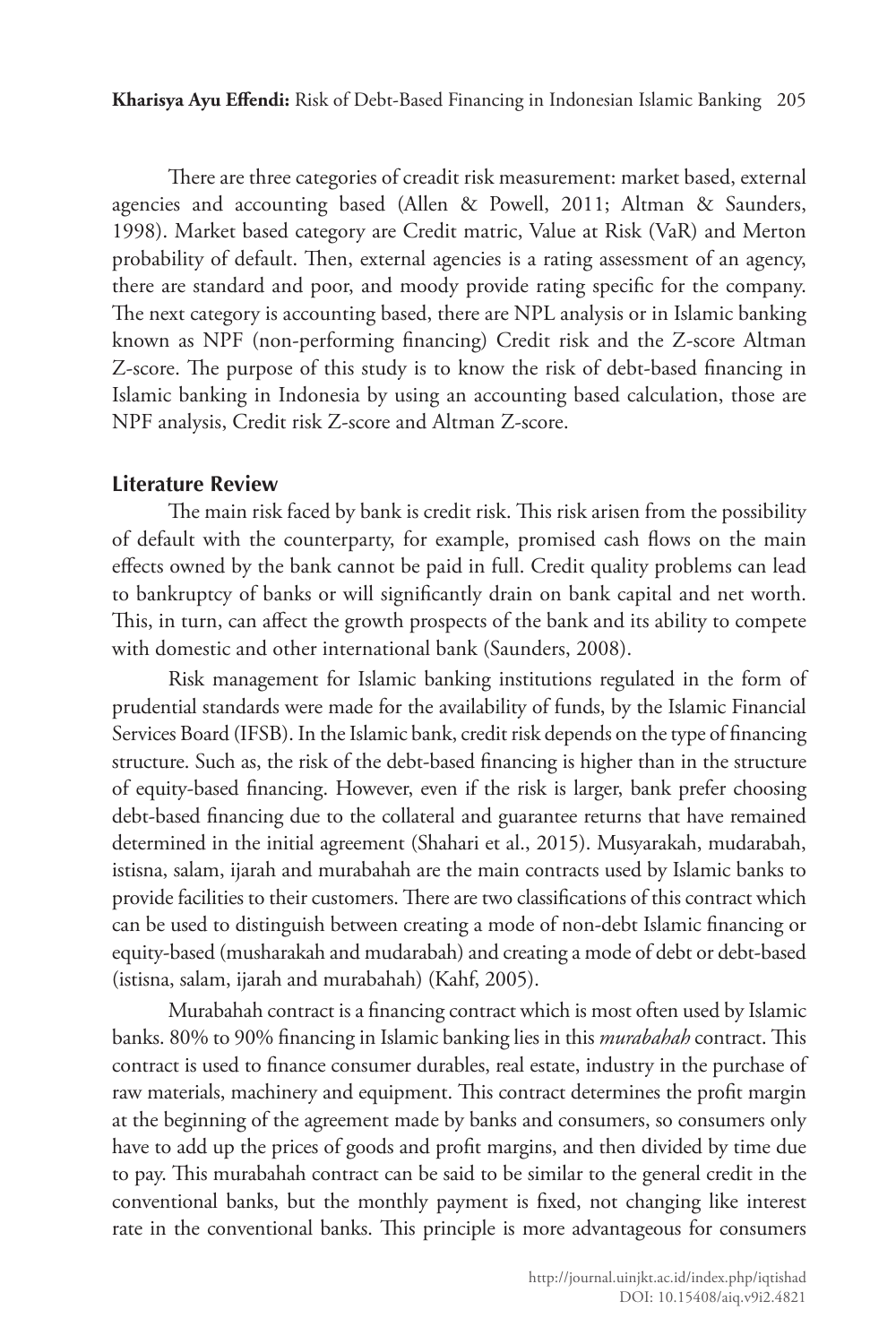There are three categories of creadit risk measurement: market based, external agencies and accounting based (Allen & Powell, 2011; Altman & Saunders, 1998). Market based category are Credit matric, Value at Risk (VaR) and Merton probability of default. Then, external agencies is a rating assessment of an agency, there are standard and poor, and moody provide rating specific for the company. The next category is accounting based, there are NPL analysis or in Islamic banking known as NPF (non-performing financing) Credit risk and the Z-score Altman Z-score. The purpose of this study is to know the risk of debt-based financing in Islamic banking in Indonesia by using an accounting based calculation, those are NPF analysis, Credit risk Z-score and Altman Z-score.

## Literature Review

The main risk faced by bank is credit risk. This risk arisen from the possibility of default with the counterparty, for example, promised cash flows on the main effects owned by the bank cannot be paid in full. Credit quality problems can lead to bankruptcy of banks or will significantly drain on bank capital and net worth. This, in turn, can affect the growth prospects of the bank and its ability to compete with domestic and other international bank (Saunders, 2008).

Risk management for Islamic banking institutions regulated in the form of prudential standards were made for the availability of funds, by the Islamic Financial Services Board (IFSB). In the Islamic bank, credit risk depends on the type of financing structure. Such as, the risk of the debt-based financing is higher than in the structure of equity-based financing. However, even if the risk is larger, bank prefer choosing debt-based financing due to the collateral and guarantee returns that have remained determined in the initial agreement (Shahari et al., 2015). Musyarakah, mudarabah, istisna, salam, ijarah and murabahah are the main contracts used by Islamic banks to provide facilities to their customers. There are two classifications of this contract which can be used to distinguish between creating a mode of non-debt Islamic financing or equity-based (musharakah and mudarabah) and creating a mode of debt or debt-based (istisna, salam, ijarah and murabahah) (Kahf, 2005).

Murabahah contract is a financing contract which is most often used by Islamic banks. 80% to 90% financing in Islamic banking lies in this *murabahah* contract. This contract is used to finance consumer durables, real estate, industry in the purchase of raw materials, machinery and equipment. This contract determines the profit margin at the beginning of the agreement made by banks and consumers, so consumers only have to add up the prices of goods and profit margins, and then divided by time due to pay. This murabahah contract can be said to be similar to the general credit in the conventional banks, but the monthly payment is fixed, not changing like interest rate in the conventional banks. This principle is more advantageous for consumers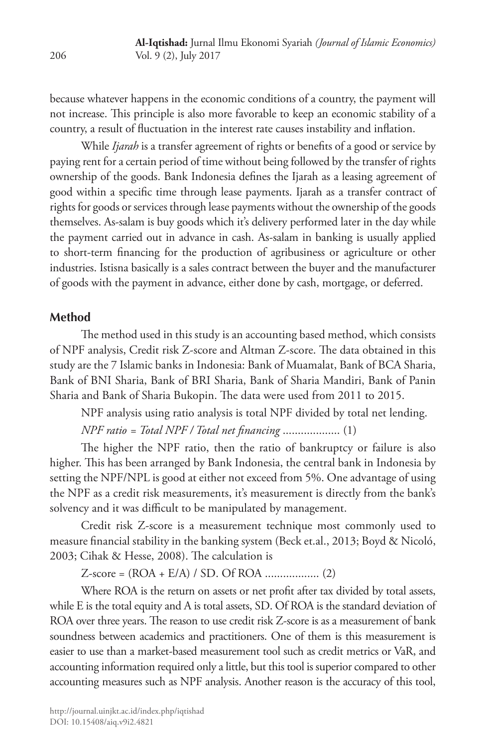because whatever happens in the economic conditions of a country, the payment will not increase. This principle is also more favorable to keep an economic stability of a country, a result of fluctuation in the interest rate causes instability and inflation.

While *Ijarah* is a transfer agreement of rights or benefits of a good or service by paying rent for a certain period of time without being followed by the transfer of rights ownership of the goods. Bank Indonesia defines the Ijarah as a leasing agreement of good within a specific time through lease payments. Ijarah as a transfer contract of rights for goods or services through lease payments without the ownership of the goods themselves. As-salam is buy goods which it's delivery performed later in the day while the payment carried out in advance in cash. As-salam in banking is usually applied to short-term financing for the production of agribusiness or agriculture or other industries. Istisna basically is a sales contract between the buyer and the manufacturer of goods with the payment in advance, either done by cash, mortgage, or deferred.

## Method

The method used in this study is an accounting based method, which consists of NPF analysis, Credit risk Z-score and Altman Z-score. The data obtained in this study are the 7 Islamic banks in Indonesia: Bank of Muamalat, Bank of BCA Sharia, Bank of BNI Sharia, Bank of BRI Sharia, Bank of Sharia Mandiri, Bank of Panin Sharia and Bank of Sharia Bukopin. The data were used from 2011 to 2015.

NPF analysis using ratio analysis is total NPF divided by total net lending.

*NPF ratio = Total NPF / Total net financing* ................... (1)

The higher the NPF ratio, then the ratio of bankruptcy or failure is also higher. This has been arranged by Bank Indonesia, the central bank in Indonesia by setting the NPF/NPL is good at either not exceed from 5%. One advantage of using the NPF as a credit risk measurements, it's measurement is directly from the bank's solvency and it was difficult to be manipulated by management.

Credit risk Z-score is a measurement technique most commonly used to measure financial stability in the banking system (Beck et.al., 2013; Boyd & Nicoló, 2003; Cihak & Hesse, 2008). The calculation is

Z-score = (ROA + E/A) / SD. Of ROA .................. (2)

Where ROA is the return on assets or net profit after tax divided by total assets, while E is the total equity and A is total assets, SD. Of ROA is the standard deviation of ROA over three years. The reason to use credit risk Z-score is as a measurement of bank soundness between academics and practitioners. One of them is this measurement is easier to use than a market-based measurement tool such as credit metrics or VaR, and accounting information required only a little, but this tool is superior compared to other accounting measures such as NPF analysis. Another reason is the accuracy of this tool,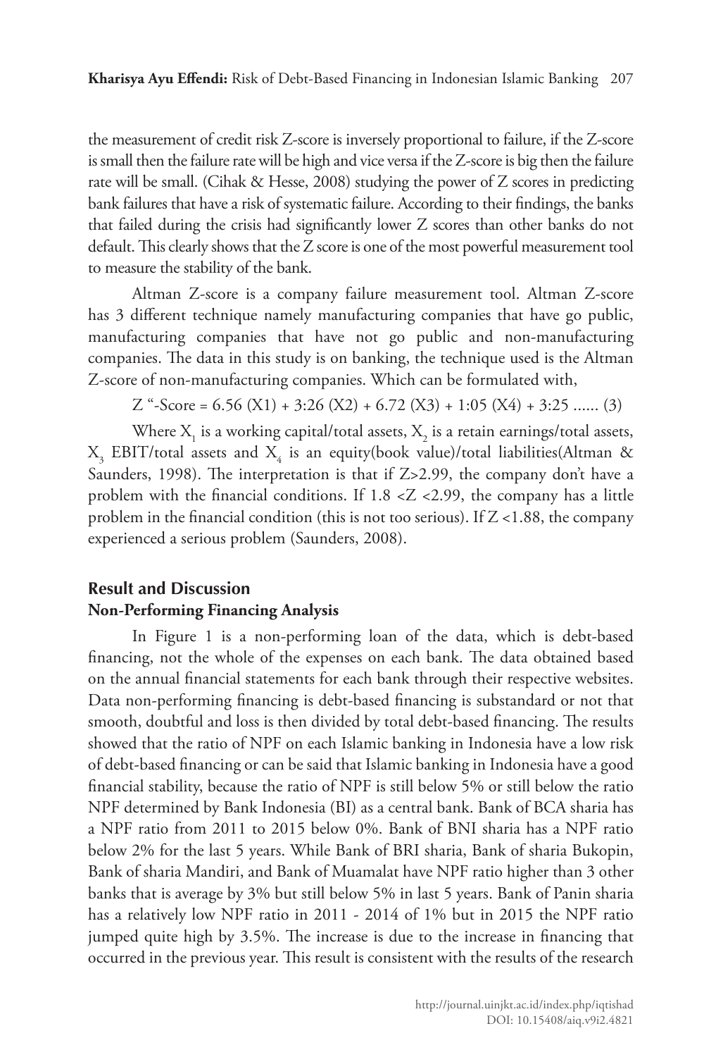the measurement of credit risk Z-score is inversely proportional to failure, if the Z-score is small then the failure rate will be high and vice versa if the Z-score is big then the failure rate will be small. (Cihak & Hesse, 2008) studying the power of Z scores in predicting bank failures that have a risk of systematic failure. According to their findings, the banks that failed during the crisis had significantly lower Z scores than other banks do not default. This clearly shows that the Z score is one of the most powerful measurement tool to measure the stability of the bank.

Altman Z-score is a company failure measurement tool. Altman Z-score has 3 different technique namely manufacturing companies that have go public, manufacturing companies that have not go public and non-manufacturing companies. The data in this study is on banking, the technique used is the Altman Z-score of non-manufacturing companies. Which can be formulated with,

Z "-Score = 6.56 (X1) + 3:26 (X2) + 6.72 (X3) + 1:05 (X4) + 3:25 ...... (3)

Where $X_1$ is a working capital/total assets, $X_2$ is a retain earnings/total assets, $X_3$ EBIT/total assets and $X_4$ is an equity(book value)/total liabilities(Altman & Saunders, 1998). The interpretation is that if Z>2.99, the company don't have a problem with the financial conditions. If 1.8 <Z <2.99, the company has a little problem in the financial condition (this is not too serious). If Z <1.88, the company experienced a serious problem (Saunders, 2008).

## Result and Discussion

### Non-Performing Financing Analysis

In Figure 1 is a non-performing loan of the data, which is debt-based financing, not the whole of the expenses on each bank. The data obtained based on the annual financial statements for each bank through their respective websites. Data non-performing financing is debt-based financing is substandard or not that smooth, doubtful and loss is then divided by total debt-based financing. The results showed that the ratio of NPF on each Islamic banking in Indonesia have a low risk of debt-based financing or can be said that Islamic banking in Indonesia have a good financial stability, because the ratio of NPF is still below 5% or still below the ratio NPF determined by Bank Indonesia (BI) as a central bank. Bank of BCA sharia has a NPF ratio from 2011 to 2015 below 0%. Bank of BNI sharia has a NPF ratio below 2% for the last 5 years. While Bank of BRI sharia, Bank of sharia Bukopin, Bank of sharia Mandiri, and Bank of Muamalat have NPF ratio higher than 3 other banks that is average by 3% but still below 5% in last 5 years. Bank of Panin sharia has a relatively low NPF ratio in 2011 - 2014 of 1% but in 2015 the NPF ratio jumped quite high by 3.5%. The increase is due to the increase in financing that occurred in the previous year. This result is consistent with the results of the research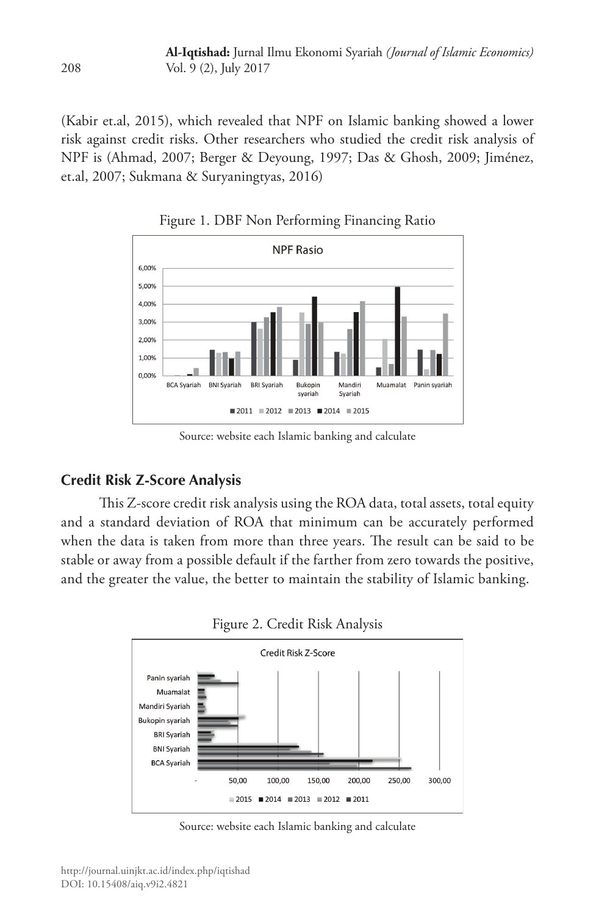(Kabir et.al, 2015), which revealed that NPF on Islamic banking showed a lower risk against credit risks. Other researchers who studied the credit risk analysis of NPF is (Ahmad, 2007; Berger & Deyoung, 1997; Das & Ghosh, 2009; Jiménez, et.al, 2007; Sukmana & Suryaningtyas, 2016)

Figure 1. DBF Non Performing Financing Ratio

Source: website each Islamic banking and calculate

## Credit Risk Z-Score Analysis

This Z-score credit risk analysis using the ROA data, total assets, total equity and a standard deviation of ROA that minimum can be accurately performed when the data is taken from more than three years. The result can be said to be stable or away from a possible default if the farther from zero towards the positive, and the greater the value, the better to maintain the stability of Islamic banking.

Figure 2. Credit Risk Analysis

Source: website each Islamic banking and calculate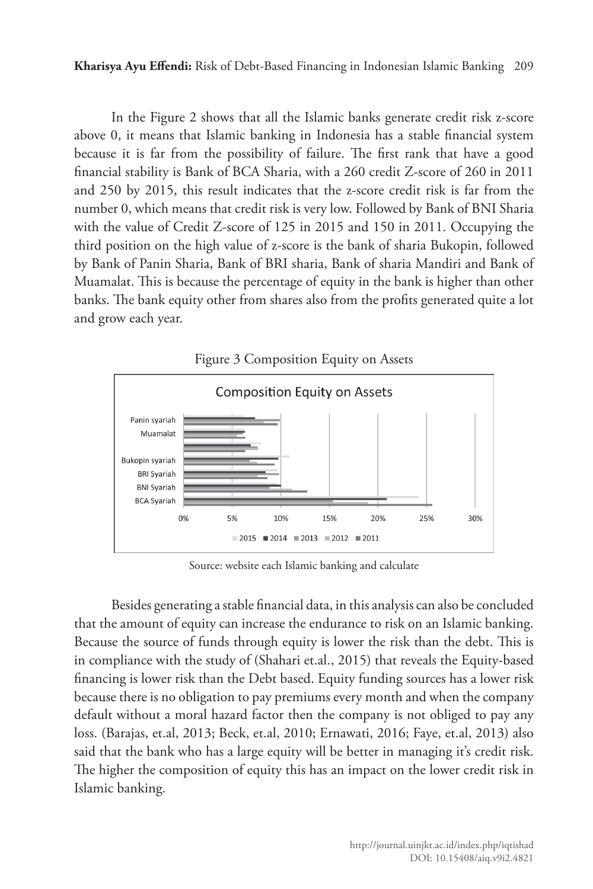In the Figure 2 shows that all the Islamic banks generate credit risk z-score above 0, it means that Islamic banking in Indonesia has a stable financial system because it is far from the possibility of failure. The first rank that have a good financial stability is Bank of BCA Sharia, with a 260 credit Z-score of 260 in 2011 and 250 by 2015, this result indicates that the z-score credit risk is far from the number 0, which means that credit risk is very low. Followed by Bank of BNI Sharia with the value of Credit Z-score of 125 in 2015 and 150 in 2011. Occupying the third position on the high value of z-score is the bank of sharia Bukopin, followed by Bank of Panin Sharia, Bank of BRI sharia, Bank of sharia Mandiri and Bank of Muamalat. This is because the percentage of equity in the bank is higher than other banks. The bank equity other from shares also from the profits generated quite a lot and grow each year.

Figure 3 Composition Equity on Assets

Source: website each Islamic banking and calculate

Besides generating a stable financial data, in this analysis can also be concluded that the amount of equity can increase the endurance to risk on an Islamic banking. Because the source of funds through equity is lower the risk than the debt. This is in compliance with the study of (Shahari et.al., 2015) that reveals the Equity-based financing is lower risk than the Debt based. Equity funding sources has a lower risk because there is no obligation to pay premiums every month and when the company default without a moral hazard factor then the company is not obliged to pay any loss. (Barajas, et.al, 2013; Beck, et.al, 2010; Ernawati, 2016; Faye, et.al, 2013) also said that the bank who has a large equity will be better in managing it's credit risk. The higher the composition of equity this has an impact on the lower credit risk in Islamic banking.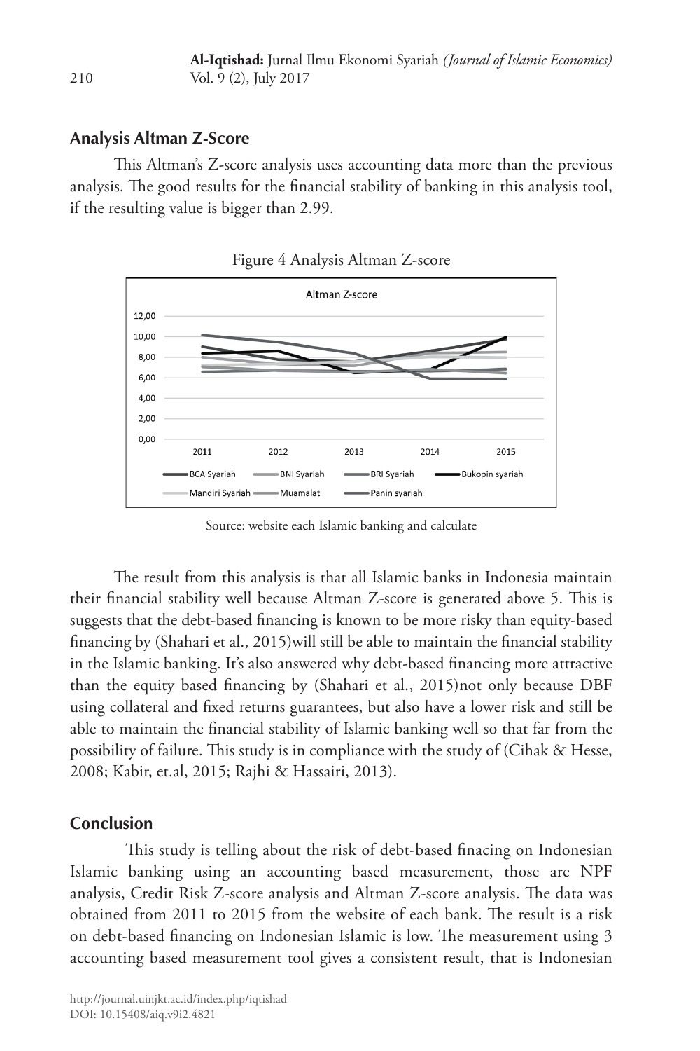## Analysis Altman Z-Score

This Altman's Z-score analysis uses accounting data more than the previous analysis. The good results for the financial stability of banking in this analysis tool, if the resulting value is bigger than 2.99.

Figure 4 Analysis Altman Z-score

Source: website each Islamic banking and calculate

The result from this analysis is that all Islamic banks in Indonesia maintain their financial stability well because Altman Z-score is generated above 5. This is suggests that the debt-based financing is known to be more risky than equity-based financing by (Shahari et al., 2015)will still be able to maintain the financial stability in the Islamic banking. It's also answered why debt-based financing more attractive than the equity based financing by (Shahari et al., 2015)not only because DBF using collateral and fixed returns guarantees, but also have a lower risk and still be able to maintain the financial stability of Islamic banking well so that far from the possibility of failure. This study is in compliance with the study of (Cihak & Hesse, 2008; Kabir, et.al, 2015; Rajhi & Hassairi, 2013).

## Conclusion

This study is telling about the risk of debt-based finacing on Indonesian Islamic banking using an accounting based measurement, those are NPF analysis, Credit Risk Z-score analysis and Altman Z-score analysis. The data was obtained from 2011 to 2015 from the website of each bank. The result is a risk on debt-based financing on Indonesian Islamic is low. The measurement using 3 accounting based measurement tool gives a consistent result, that is Indonesian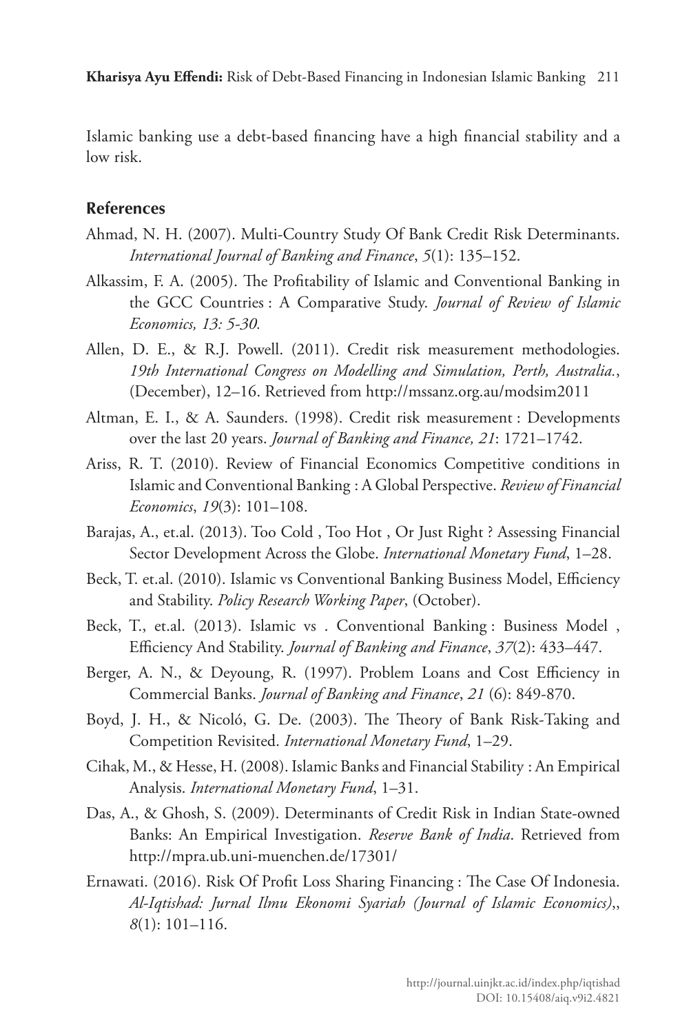Islamic banking use a debt-based financing have a high financial stability and a low risk.

## References

Ahmad, N. H. (2007). Multi-Country Study Of Bank Credit Risk Determinants. *International Journal of Banking and Finance*, *5*(1): 135–152.

Alkassim, F. A. (2005). The Profitability of Islamic and Conventional Banking in the GCC Countries : A Comparative Study. *Journal of Review of Islamic Economics, 13: 5-30.*

Allen, D. E., & R.J. Powell. (2011). Credit risk measurement methodologies. *19th International Congress on Modelling and Simulation, Perth, Australia.*, (December), 12–16. Retrieved from http://mssanz.org.au/modsim2011

Altman, E. I., & A. Saunders. (1998). Credit risk measurement : Developments over the last 20 years. *Journal of Banking and Finance, 21*: 1721–1742.

Ariss, R. T. (2010). Review of Financial Economics Competitive conditions in Islamic and Conventional Banking : A Global Perspective. *Review of Financial Economics*, *19*(3): 101–108.

Barajas, A., et.al. (2013). Too Cold , Too Hot , Or Just Right ? Assessing Financial Sector Development Across the Globe. *International Monetary Fund*, 1–28.

Beck, T. et.al. (2010). Islamic vs Conventional Banking Business Model, Efficiency and Stability. *Policy Research Working Paper*, (October).

Beck, T., et.al. (2013). Islamic vs . Conventional Banking : Business Model , Efficiency And Stability. *Journal of Banking and Finance*, *37*(2): 433–447.

Berger, A. N., & Deyoung, R. (1997). Problem Loans and Cost Efficiency in Commercial Banks. *Journal of Banking and Finance*, *21* (6): 849-870.

Boyd, J. H., & Nicoló, G. De. (2003). The Theory of Bank Risk-Taking and Competition Revisited. *International Monetary Fund*, 1–29.

Cihak, M., & Hesse, H. (2008). Islamic Banks and Financial Stability : An Empirical Analysis. *International Monetary Fund*, 1–31.

Das, A., & Ghosh, S. (2009). Determinants of Credit Risk in Indian State-owned Banks: An Empirical Investigation. *Reserve Bank of India*. Retrieved from http://mpra.ub.uni-muenchen.de/17301/

Ernawati. (2016). Risk Of Profit Loss Sharing Financing : The Case Of Indonesia. *Al-Iqtishad: Jurnal Ilmu Ekonomi Syariah (Journal of Islamic Economics)*,, *8*(1): 101–116.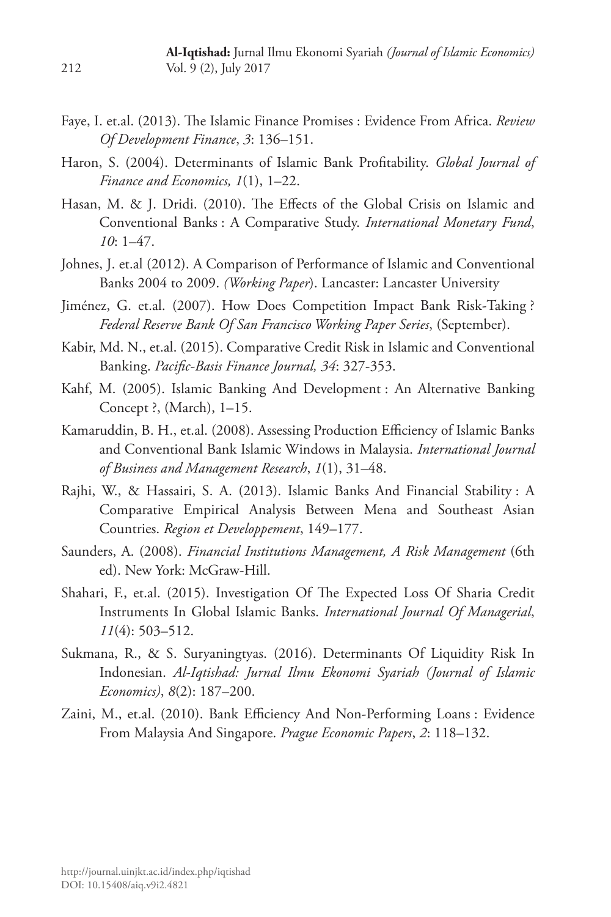Faye, I. et.al. (2013). The Islamic Finance Promises : Evidence From Africa. *Review Of Development Finance*, *3*: 136–151.

Haron, S. (2004). Determinants of Islamic Bank Profitability. *Global Journal of Finance and Economics, 1*(1), 1–22.

Hasan, M. & J. Dridi. (2010). The Effects of the Global Crisis on Islamic and Conventional Banks : A Comparative Study. *International Monetary Fund*, *10*: 1–47.

Johnes, J. et.al (2012). A Comparison of Performance of Islamic and Conventional Banks 2004 to 2009. *(Working Paper*). Lancaster: Lancaster University

Jiménez, G. et.al. (2007). How Does Competition Impact Bank Risk-Taking ? *Federal Reserve Bank Of San Francisco Working Paper Series*, (September).

Kabir, Md. N., et.al. (2015). Comparative Credit Risk in Islamic and Conventional Banking. *Pacific-Basis Finance Journal, 34*: 327-353.

Kahf, M. (2005). Islamic Banking And Development : An Alternative Banking Concept ?, (March), 1–15.

Kamaruddin, B. H., et.al. (2008). Assessing Production Efficiency of Islamic Banks and Conventional Bank Islamic Windows in Malaysia. *International Journal of Business and Management Research*, *1*(1), 31–48.

Rajhi, W., & Hassairi, S. A. (2013). Islamic Banks And Financial Stability : A Comparative Empirical Analysis Between Mena and Southeast Asian Countries. *Region et Developpement*, 149–177.

Saunders, A. (2008). *Financial Institutions Management, A Risk Management* (6th ed). New York: McGraw-Hill.

Shahari, F., et.al. (2015). Investigation Of The Expected Loss Of Sharia Credit Instruments In Global Islamic Banks. *International Journal Of Managerial*, *11*(4): 503–512.

Sukmana, R., & S. Suryaningtyas. (2016). Determinants Of Liquidity Risk In Indonesian. *Al-Iqtishad: Jurnal Ilmu Ekonomi Syariah (Journal of Islamic Economics)*, *8*(2): 187–200.

Zaini, M., et.al. (2010). Bank Efficiency And Non-Performing Loans : Evidence From Malaysia And Singapore. *Prague Economic Papers*, *2*: 118–132.